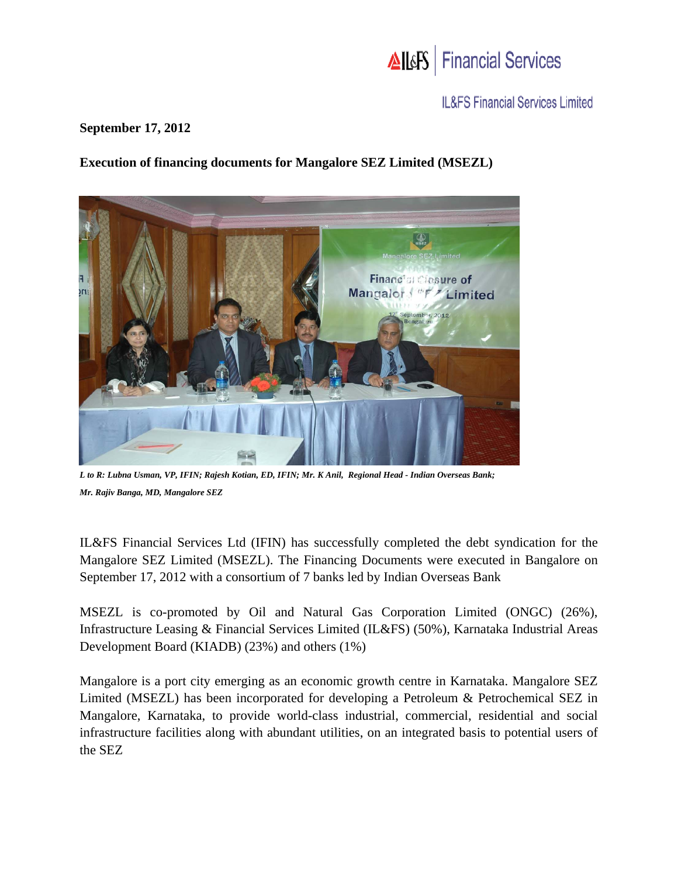IL&FS Financial Services

IL&FS Financial Services Limited

**September 17, 2012**

**Execution of financing documents for Mangalore SEZ Limited (MSEZL)**

*L to R: Lubna Usman, VP, IFIN; Rajesh Kotian, ED, IFIN; Mr. K Anil, Regional Head - Indian Overseas Bank; Mr. Rajiv Banga, MD, Mangalore SEZ*

IL&FS Financial Services Ltd (IFIN) has successfully completed the debt syndication for the Mangalore SEZ Limited (MSEZL). The Financing Documents were executed in Bangalore on September 17, 2012 with a consortium of 7 banks led by Indian Overseas Bank

MSEZL is co-promoted by Oil and Natural Gas Corporation Limited (ONGC) (26%), Infrastructure Leasing & Financial Services Limited (IL&FS) (50%), Karnataka Industrial Areas Development Board (KIADB) (23%) and others (1%)

Mangalore is a port city emerging as an economic growth centre in Karnataka. Mangalore SEZ Limited (MSEZL) has been incorporated for developing a Petroleum & Petrochemical SEZ in Mangalore, Karnataka, to provide world-class industrial, commercial, residential and social infrastructure facilities along with abundant utilities, on an integrated basis to potential users of the SEZ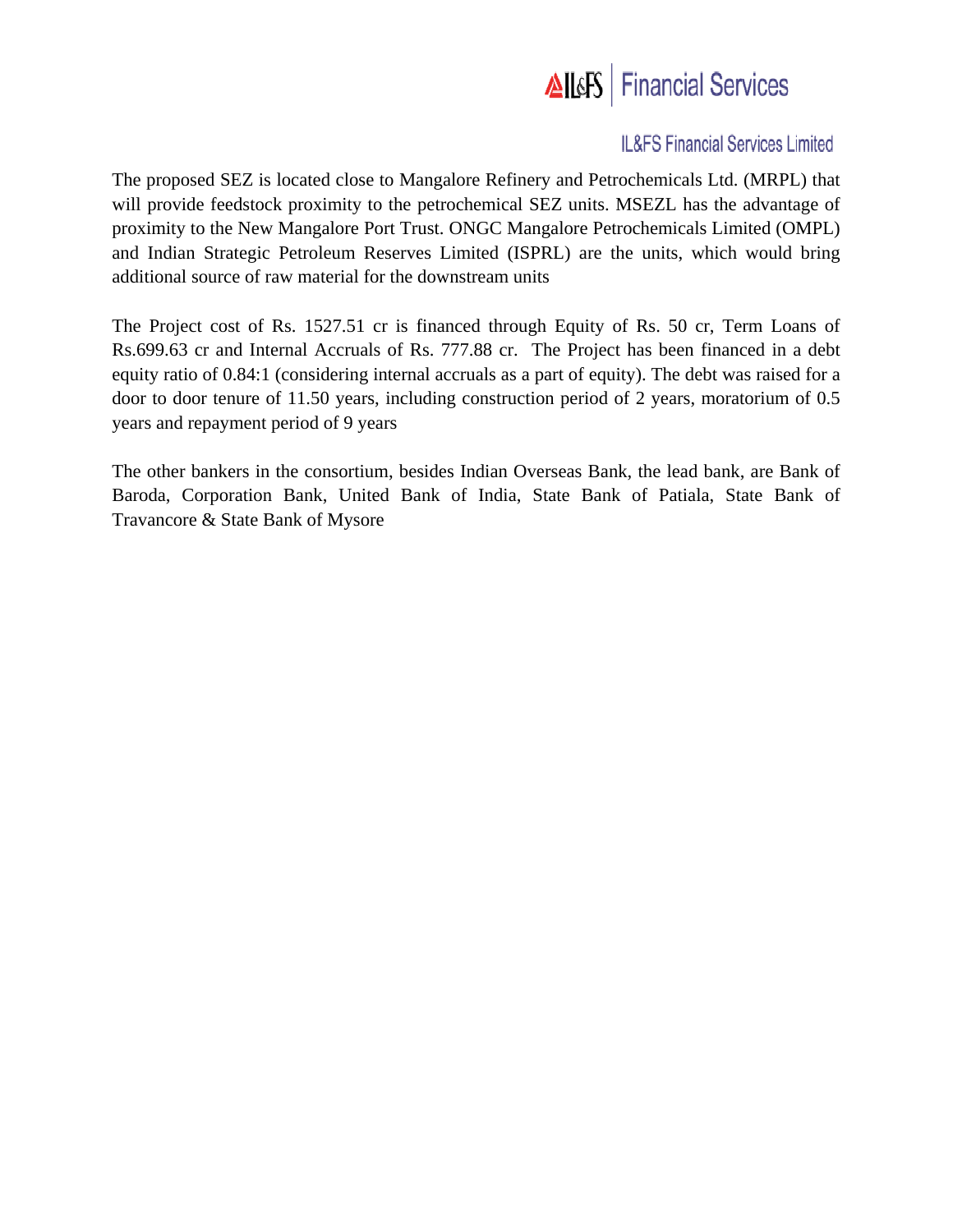The proposed SEZ is located close to Mangalore Refinery and Petrochemicals Ltd. (MRPL) that will provide feedstock proximity to the petrochemical SEZ units. MSEZL has the advantage of proximity to the New Mangalore Port Trust. ONGC Mangalore Petrochemicals Limited (OMPL) and Indian Strategic Petroleum Reserves Limited (ISPRL) are the units, which would bring additional source of raw material for the downstream units

The Project cost of Rs. 1527.51 cr is financed through Equity of Rs. 50 cr, Term Loans of Rs.699.63 cr and Internal Accruals of Rs. 777.88 cr. The Project has been financed in a debt equity ratio of 0.84:1 (considering internal accruals as a part of equity). The debt was raised for a door to door tenure of 11.50 years, including construction period of 2 years, moratorium of 0.5 years and repayment period of 9 years

The other bankers in the consortium, besides Indian Overseas Bank, the lead bank, are Bank of Baroda, Corporation Bank, United Bank of India, State Bank of Patiala, State Bank of Travancore & State Bank of Mysore